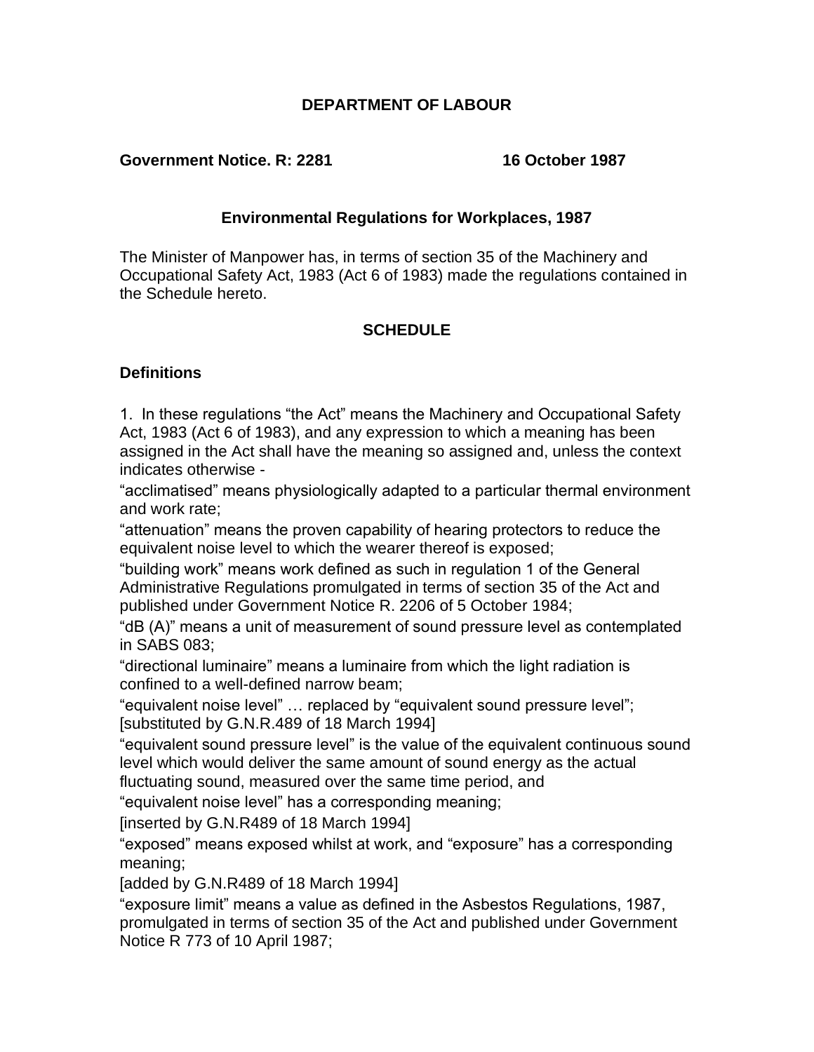# DEPARTMENT OF LABOUR

**Government Notice. R: 2281 16 October 1987**

## Environmental Regulations for Workplaces, 1987

The Minister of Manpower has, in terms of section 35 of the Machinery and Occupational Safety Act, 1983 (Act 6 of 1983) made the regulations contained in the Schedule hereto.

## SCHEDULE

### Definitions

1. In these regulations "the Act" means the Machinery and Occupational Safety Act, 1983 (Act 6 of 1983), and any expression to which a meaning has been assigned in the Act shall have the meaning so assigned and, unless the context indicates otherwise -

"acclimatised" means physiologically adapted to a particular thermal environment and work rate;

"attenuation" means the proven capability of hearing protectors to reduce the equivalent noise level to which the wearer thereof is exposed;

"building work" means work defined as such in regulation 1 of the General Administrative Regulations promulgated in terms of section 35 of the Act and published under Government Notice R. 2206 of 5 October 1984;

"dB (A)" means a unit of measurement of sound pressure level as contemplated in SABS 083;

"directional luminaire" means a luminaire from which the light radiation is confined to a well-defined narrow beam;

"equivalent noise level" … replaced by "equivalent sound pressure level";
[substituted by G.N.R.489 of 18 March 1994]

"equivalent sound pressure level" is the value of the equivalent continuous sound level which would deliver the same amount of sound energy as the actual fluctuating sound, measured over the same time period, and

"equivalent noise level" has a corresponding meaning;

[inserted by G.N.R489 of 18 March 1994]

"exposed" means exposed whilst at work, and "exposure" has a corresponding meaning;

[added by G.N.R489 of 18 March 1994]

"exposure limit" means a value as defined in the Asbestos Regulations, 1987, promulgated in terms of section 35 of the Act and published under Government Notice R 773 of 10 April 1987;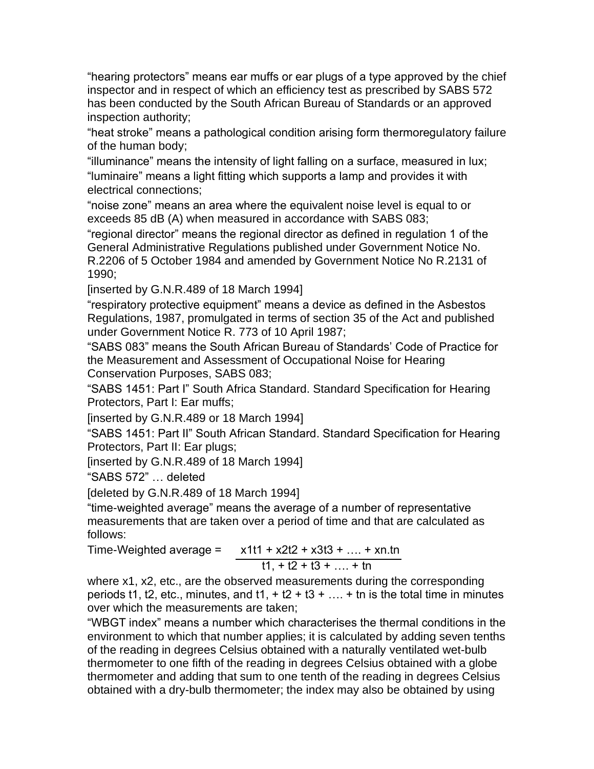"hearing protectors" means ear muffs or ear plugs of a type approved by the chief inspector and in respect of which an efficiency test as prescribed by SABS 572 has been conducted by the South African Bureau of Standards or an approved inspection authority;

"heat stroke" means a pathological condition arising form thermoregulatory failure of the human body;

"illuminance" means the intensity of light falling on a surface, measured in lux;

"luminaire" means a light fitting which supports a lamp and provides it with electrical connections;

"noise zone" means an area where the equivalent noise level is equal to or exceeds 85 dB (A) when measured in accordance with SABS 083;

"regional director" means the regional director as defined in regulation 1 of the General Administrative Regulations published under Government Notice No. R.2206 of 5 October 1984 and amended by Government Notice No R.2131 of 1990;

[inserted by G.N.R.489 of 18 March 1994]

"respiratory protective equipment" means a device as defined in the Asbestos Regulations, 1987, promulgated in terms of section 35 of the Act and published under Government Notice R. 773 of 10 April 1987;

"SABS 083" means the South African Bureau of Standards' Code of Practice for the Measurement and Assessment of Occupational Noise for Hearing Conservation Purposes, SABS 083;

"SABS 1451: Part I" South Africa Standard. Standard Specification for Hearing Protectors, Part I: Ear muffs;

[inserted by G.N.R.489 or 18 March 1994]

"SABS 1451: Part II" South African Standard. Standard Specification for Hearing Protectors, Part II: Ear plugs;

[inserted by G.N.R.489 of 18 March 1994]

"SABS 572" … deleted

[deleted by G.N.R.489 of 18 March 1994]

"time-weighted average" means the average of a number of representative measurements that are taken over a period of time and that are calculated as follows:

$$\text{Time-Weighted average} = \frac{x1t1 + x2t2 + x3t3 + \ldots. + xn.tn}{t1, + t2 + t3 + \ldots. + tn}$$

where x1, x2, etc., are the observed measurements during the corresponding periods t1, t2, etc., minutes, and t1, + t2 + t3 + …. + tn is the total time in minutes over which the measurements are taken;

"WBGT index" means a number which characterises the thermal conditions in the environment to which that number applies; it is calculated by adding seven tenths of the reading in degrees Celsius obtained with a naturally ventilated wet-bulb thermometer to one fifth of the reading in degrees Celsius obtained with a globe thermometer and adding that sum to one tenth of the reading in degrees Celsius obtained with a dry-bulb thermometer; the index may also be obtained by using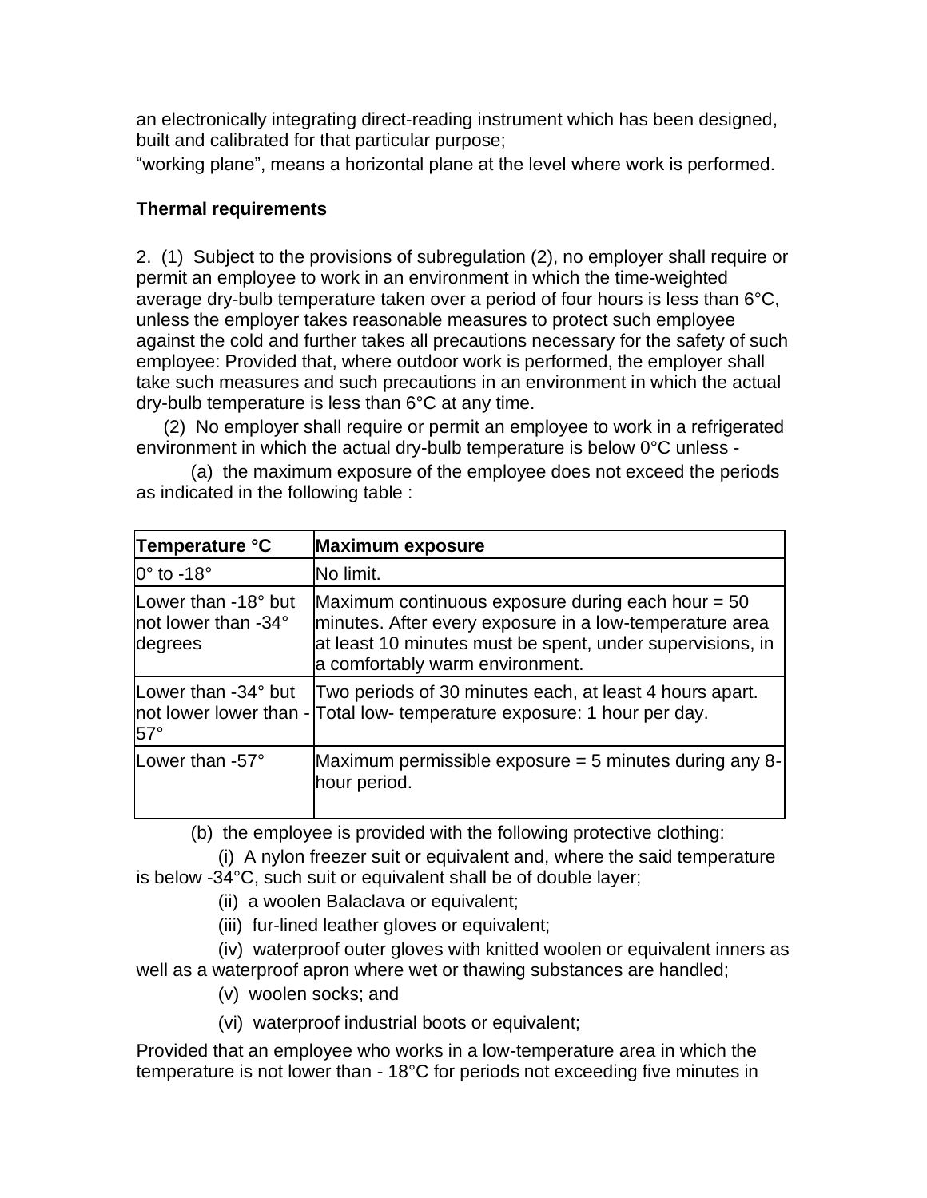an electronically integrating direct-reading instrument which has been designed, built and calibrated for that particular purpose;

"working plane", means a horizontal plane at the level where work is performed.

**Thermal requirements**

2. (1) Subject to the provisions of subregulation (2), no employer shall require or permit an employee to work in an environment in which the time-weighted average dry-bulb temperature taken over a period of four hours is less than 6°C, unless the employer takes reasonable measures to protect such employee against the cold and further takes all precautions necessary for the safety of such employee: Provided that, where outdoor work is performed, the employer shall take such measures and such precautions in an environment in which the actual dry-bulb temperature is less than 6°C at any time.

(2) No employer shall require or permit an employee to work in a refrigerated environment in which the actual dry-bulb temperature is below 0°C unless -

(a) the maximum exposure of the employee does not exceed the periods as indicated in the following table :

| Temperature °C | Maximum exposure |
|---|---|
| 0° to -18° | No limit. |
| Lower than -18° but not lower than -34° degrees | Maximum continuous exposure during each hour = 50 minutes. After every exposure in a low-temperature area at least 10 minutes must be spent, under supervisions, in a comfortably warm environment. |
| Lower than -34° but not lower lower than -57° | Two periods of 30 minutes each, at least 4 hours apart. Total low- temperature exposure: 1 hour per day. |
| Lower than -57° | Maximum permissible exposure = 5 minutes during any 8-hour period. |

(b) the employee is provided with the following protective clothing:

(i) A nylon freezer suit or equivalent and, where the said temperature is below -34°C, such suit or equivalent shall be of double layer;

(ii) a woolen Balaclava or equivalent;

(iii) fur-lined leather gloves or equivalent;

(iv) waterproof outer gloves with knitted woolen or equivalent inners as well as a waterproof apron where wet or thawing substances are handled;

(v) woolen socks; and

(vi) waterproof industrial boots or equivalent;

Provided that an employee who works in a low-temperature area in which the temperature is not lower than - 18°C for periods not exceeding five minutes in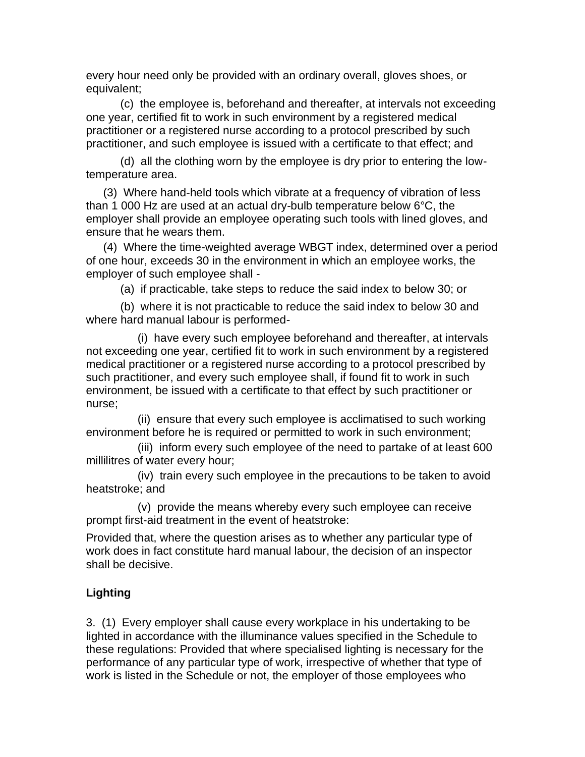every hour need only be provided with an ordinary overall, gloves shoes, or equivalent;

(c) the employee is, beforehand and thereafter, at intervals not exceeding one year, certified fit to work in such environment by a registered medical practitioner or a registered nurse according to a protocol prescribed by such practitioner, and such employee is issued with a certificate to that effect; and

(d) all the clothing worn by the employee is dry prior to entering the low-temperature area.

(3) Where hand-held tools which vibrate at a frequency of vibration of less than 1 000 Hz are used at an actual dry-bulb temperature below 6°C, the employer shall provide an employee operating such tools with lined gloves, and ensure that he wears them.

(4) Where the time-weighted average WBGT index, determined over a period of one hour, exceeds 30 in the environment in which an employee works, the employer of such employee shall -

(a) if practicable, take steps to reduce the said index to below 30; or

(b) where it is not practicable to reduce the said index to below 30 and where hard manual labour is performed-

(i) have every such employee beforehand and thereafter, at intervals not exceeding one year, certified fit to work in such environment by a registered medical practitioner or a registered nurse according to a protocol prescribed by such practitioner, and every such employee shall, if found fit to work in such environment, be issued with a certificate to that effect by such practitioner or nurse;

(ii) ensure that every such employee is acclimatised to such working environment before he is required or permitted to work in such environment;

(iii) inform every such employee of the need to partake of at least 600 millilitres of water every hour;

(iv) train every such employee in the precautions to be taken to avoid heatstroke; and

(v) provide the means whereby every such employee can receive prompt first-aid treatment in the event of heatstroke:

Provided that, where the question arises as to whether any particular type of work does in fact constitute hard manual labour, the decision of an inspector shall be decisive.

**Lighting**

3. (1) Every employer shall cause every workplace in his undertaking to be lighted in accordance with the illuminance values specified in the Schedule to these regulations: Provided that where specialised lighting is necessary for the performance of any particular type of work, irrespective of whether that type of work is listed in the Schedule or not, the employer of those employees who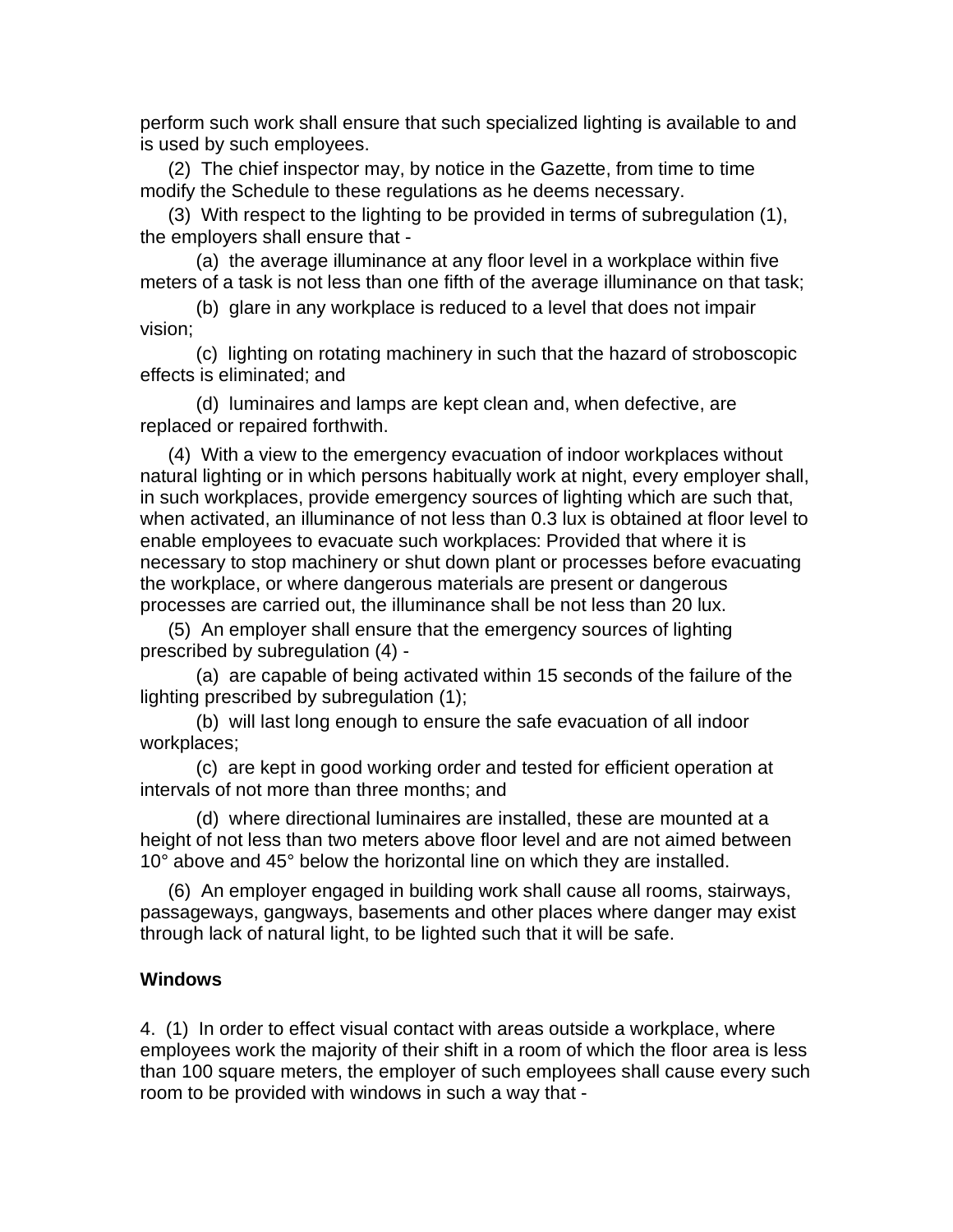perform such work shall ensure that such specialized lighting is available to and is used by such employees.

(2) The chief inspector may, by notice in the Gazette, from time to time modify the Schedule to these regulations as he deems necessary.

(3) With respect to the lighting to be provided in terms of subregulation (1), the employers shall ensure that -

(a) the average illuminance at any floor level in a workplace within five meters of a task is not less than one fifth of the average illuminance on that task;

(b) glare in any workplace is reduced to a level that does not impair vision;

(c) lighting on rotating machinery in such that the hazard of stroboscopic effects is eliminated; and

(d) luminaires and lamps are kept clean and, when defective, are replaced or repaired forthwith.

(4) With a view to the emergency evacuation of indoor workplaces without natural lighting or in which persons habitually work at night, every employer shall, in such workplaces, provide emergency sources of lighting which are such that, when activated, an illuminance of not less than 0.3 lux is obtained at floor level to enable employees to evacuate such workplaces: Provided that where it is necessary to stop machinery or shut down plant or processes before evacuating the workplace, or where dangerous materials are present or dangerous processes are carried out, the illuminance shall be not less than 20 lux.

(5) An employer shall ensure that the emergency sources of lighting prescribed by subregulation (4) -

(a) are capable of being activated within 15 seconds of the failure of the lighting prescribed by subregulation (1);

(b) will last long enough to ensure the safe evacuation of all indoor workplaces;

(c) are kept in good working order and tested for efficient operation at intervals of not more than three months; and

(d) where directional luminaires are installed, these are mounted at a height of not less than two meters above floor level and are not aimed between 10° above and 45° below the horizontal line on which they are installed.

(6) An employer engaged in building work shall cause all rooms, stairways, passageways, gangways, basements and other places where danger may exist through lack of natural light, to be lighted such that it will be safe.

**Windows**

4. (1) In order to effect visual contact with areas outside a workplace, where employees work the majority of their shift in a room of which the floor area is less than 100 square meters, the employer of such employees shall cause every such room to be provided with windows in such a way that -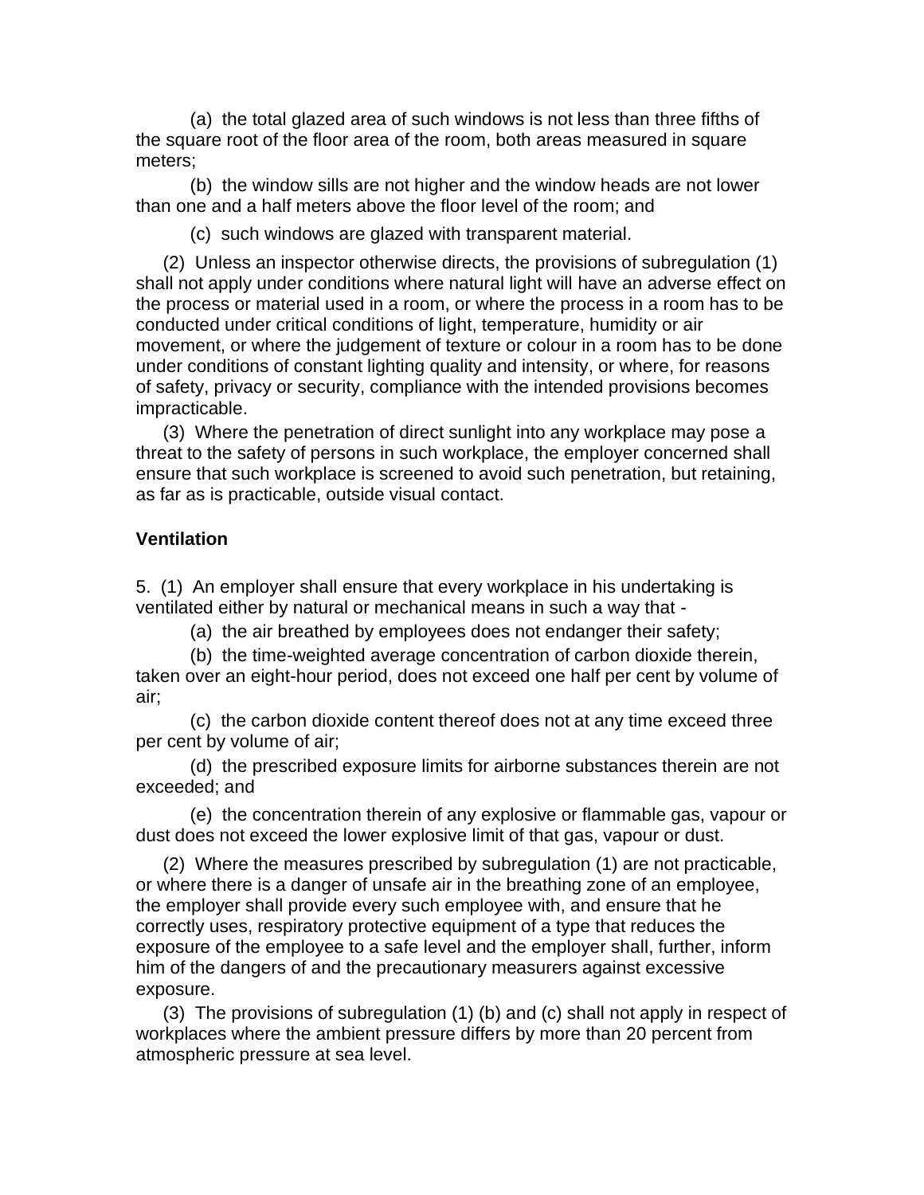(a) the total glazed area of such windows is not less than three fifths of the square root of the floor area of the room, both areas measured in square meters;

(b) the window sills are not higher and the window heads are not lower than one and a half meters above the floor level of the room; and

(c) such windows are glazed with transparent material.

(2) Unless an inspector otherwise directs, the provisions of subregulation (1) shall not apply under conditions where natural light will have an adverse effect on the process or material used in a room, or where the process in a room has to be conducted under critical conditions of light, temperature, humidity or air movement, or where the judgement of texture or colour in a room has to be done under conditions of constant lighting quality and intensity, or where, for reasons of safety, privacy or security, compliance with the intended provisions becomes impracticable.

(3) Where the penetration of direct sunlight into any workplace may pose a threat to the safety of persons in such workplace, the employer concerned shall ensure that such workplace is screened to avoid such penetration, but retaining, as far as is practicable, outside visual contact.

**Ventilation**

5. (1) An employer shall ensure that every workplace in his undertaking is ventilated either by natural or mechanical means in such a way that -

(a) the air breathed by employees does not endanger their safety;

(b) the time-weighted average concentration of carbon dioxide therein, taken over an eight-hour period, does not exceed one half per cent by volume of air;

(c) the carbon dioxide content thereof does not at any time exceed three per cent by volume of air;

(d) the prescribed exposure limits for airborne substances therein are not exceeded; and

(e) the concentration therein of any explosive or flammable gas, vapour or dust does not exceed the lower explosive limit of that gas, vapour or dust.

(2) Where the measures prescribed by subregulation (1) are not practicable, or where there is a danger of unsafe air in the breathing zone of an employee, the employer shall provide every such employee with, and ensure that he correctly uses, respiratory protective equipment of a type that reduces the exposure of the employee to a safe level and the employer shall, further, inform him of the dangers of and the precautionary measurers against excessive exposure.

(3) The provisions of subregulation (1) (b) and (c) shall not apply in respect of workplaces where the ambient pressure differs by more than 20 percent from atmospheric pressure at sea level.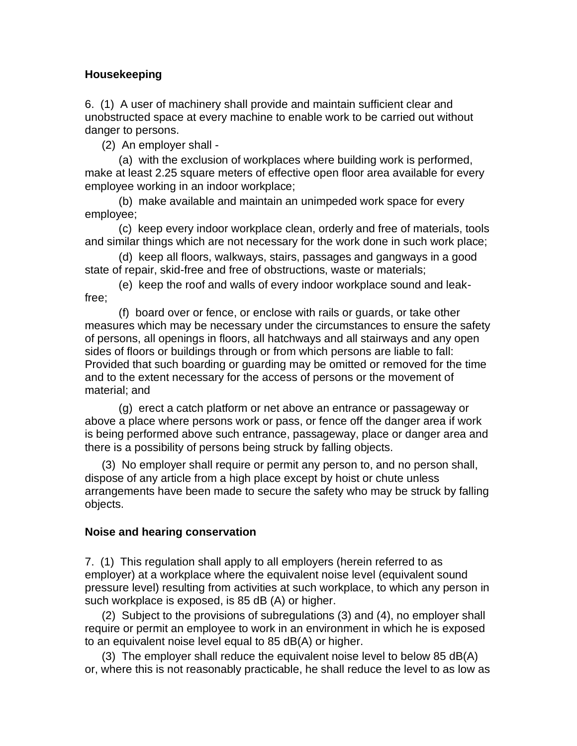**Housekeeping**

6. (1) A user of machinery shall provide and maintain sufficient clear and unobstructed space at every machine to enable work to be carried out without danger to persons.

(2) An employer shall -

(a) with the exclusion of workplaces where building work is performed, make at least 2.25 square meters of effective open floor area available for every employee working in an indoor workplace;

(b) make available and maintain an unimpeded work space for every employee;

(c) keep every indoor workplace clean, orderly and free of materials, tools and similar things which are not necessary for the work done in such work place;

(d) keep all floors, walkways, stairs, passages and gangways in a good state of repair, skid-free and free of obstructions, waste or materials;

(e) keep the roof and walls of every indoor workplace sound and leak-free;

(f) board over or fence, or enclose with rails or guards, or take other measures which may be necessary under the circumstances to ensure the safety of persons, all openings in floors, all hatchways and all stairways and any open sides of floors or buildings through or from which persons are liable to fall: Provided that such boarding or guarding may be omitted or removed for the time and to the extent necessary for the access of persons or the movement of material; and

(g) erect a catch platform or net above an entrance or passageway or above a place where persons work or pass, or fence off the danger area if work is being performed above such entrance, passageway, place or danger area and there is a possibility of persons being struck by falling objects.

(3) No employer shall require or permit any person to, and no person shall, dispose of any article from a high place except by hoist or chute unless arrangements have been made to secure the safety who may be struck by falling objects.

**Noise and hearing conservation**

7. (1) This regulation shall apply to all employers (herein referred to as employer) at a workplace where the equivalent noise level (equivalent sound pressure level) resulting from activities at such workplace, to which any person in such workplace is exposed, is 85 dB (A) or higher.

(2) Subject to the provisions of subregulations (3) and (4), no employer shall require or permit an employee to work in an environment in which he is exposed to an equivalent noise level equal to 85 dB(A) or higher.

(3) The employer shall reduce the equivalent noise level to below 85 dB(A) or, where this is not reasonably practicable, he shall reduce the level to as low as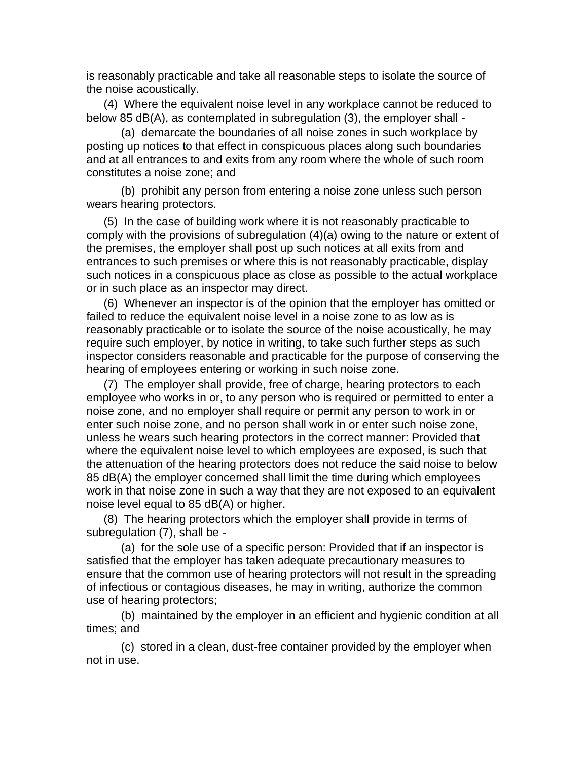is reasonably practicable and take all reasonable steps to isolate the source of the noise acoustically.

(4) Where the equivalent noise level in any workplace cannot be reduced to below 85 dB(A), as contemplated in subregulation (3), the employer shall -

(a) demarcate the boundaries of all noise zones in such workplace by posting up notices to that effect in conspicuous places along such boundaries and at all entrances to and exits from any room where the whole of such room constitutes a noise zone; and

(b) prohibit any person from entering a noise zone unless such person wears hearing protectors.

(5) In the case of building work where it is not reasonably practicable to comply with the provisions of subregulation (4)(a) owing to the nature or extent of the premises, the employer shall post up such notices at all exits from and entrances to such premises or where this is not reasonably practicable, display such notices in a conspicuous place as close as possible to the actual workplace or in such place as an inspector may direct.

(6) Whenever an inspector is of the opinion that the employer has omitted or failed to reduce the equivalent noise level in a noise zone to as low as is reasonably practicable or to isolate the source of the noise acoustically, he may require such employer, by notice in writing, to take such further steps as such inspector considers reasonable and practicable for the purpose of conserving the hearing of employees entering or working in such noise zone.

(7) The employer shall provide, free of charge, hearing protectors to each employee who works in or, to any person who is required or permitted to enter a noise zone, and no employer shall require or permit any person to work in or enter such noise zone, and no person shall work in or enter such noise zone, unless he wears such hearing protectors in the correct manner: Provided that where the equivalent noise level to which employees are exposed, is such that the attenuation of the hearing protectors does not reduce the said noise to below 85 dB(A) the employer concerned shall limit the time during which employees work in that noise zone in such a way that they are not exposed to an equivalent noise level equal to 85 dB(A) or higher.

(8) The hearing protectors which the employer shall provide in terms of subregulation (7), shall be -

(a) for the sole use of a specific person: Provided that if an inspector is satisfied that the employer has taken adequate precautionary measures to ensure that the common use of hearing protectors will not result in the spreading of infectious or contagious diseases, he may in writing, authorize the common use of hearing protectors;

(b) maintained by the employer in an efficient and hygienic condition at all times; and

(c) stored in a clean, dust-free container provided by the employer when not in use.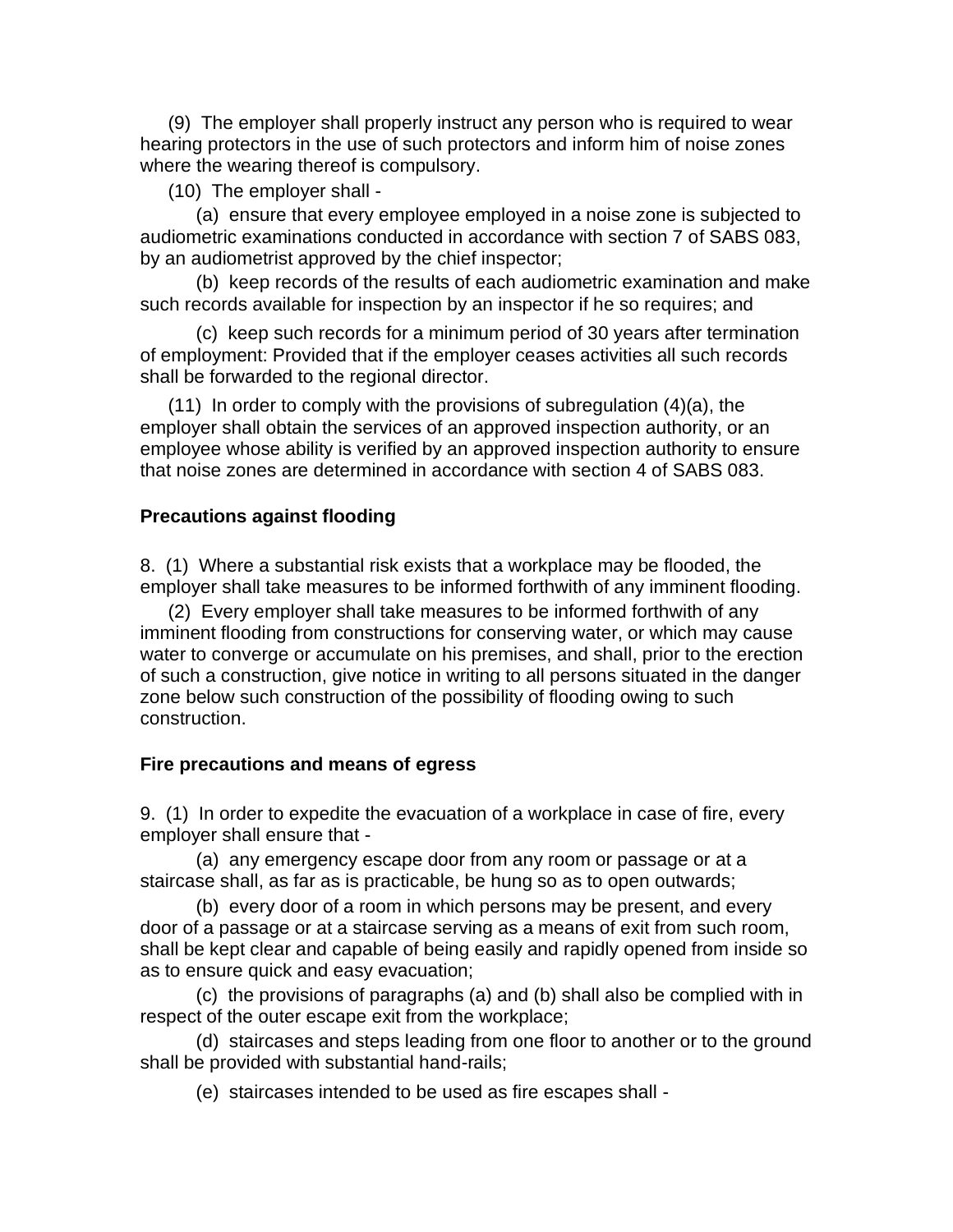(9) The employer shall properly instruct any person who is required to wear hearing protectors in the use of such protectors and inform him of noise zones where the wearing thereof is compulsory.

(10) The employer shall -

(a) ensure that every employee employed in a noise zone is subjected to audiometric examinations conducted in accordance with section 7 of SABS 083, by an audiometrist approved by the chief inspector;

(b) keep records of the results of each audiometric examination and make such records available for inspection by an inspector if he so requires; and

(c) keep such records for a minimum period of 30 years after termination of employment: Provided that if the employer ceases activities all such records shall be forwarded to the regional director.

(11) In order to comply with the provisions of subregulation (4)(a), the employer shall obtain the services of an approved inspection authority, or an employee whose ability is verified by an approved inspection authority to ensure that noise zones are determined in accordance with section 4 of SABS 083.

**Precautions against flooding**

8. (1) Where a substantial risk exists that a workplace may be flooded, the employer shall take measures to be informed forthwith of any imminent flooding.

(2) Every employer shall take measures to be informed forthwith of any imminent flooding from constructions for conserving water, or which may cause water to converge or accumulate on his premises, and shall, prior to the erection of such a construction, give notice in writing to all persons situated in the danger zone below such construction of the possibility of flooding owing to such construction.

**Fire precautions and means of egress**

9. (1) In order to expedite the evacuation of a workplace in case of fire, every employer shall ensure that -

(a) any emergency escape door from any room or passage or at a staircase shall, as far as is practicable, be hung so as to open outwards;

(b) every door of a room in which persons may be present, and every door of a passage or at a staircase serving as a means of exit from such room, shall be kept clear and capable of being easily and rapidly opened from inside so as to ensure quick and easy evacuation;

(c) the provisions of paragraphs (a) and (b) shall also be complied with in respect of the outer escape exit from the workplace;

(d) staircases and steps leading from one floor to another or to the ground shall be provided with substantial hand-rails;

(e) staircases intended to be used as fire escapes shall -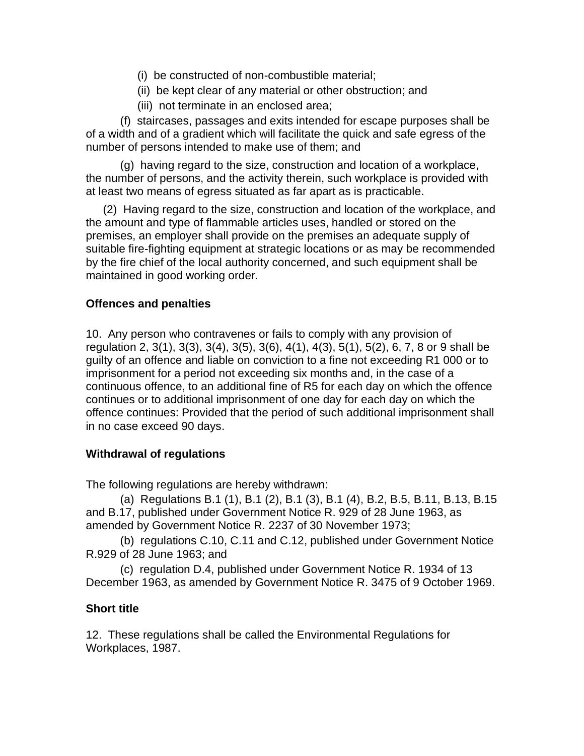(i) be constructed of non-combustible material;

(ii) be kept clear of any material or other obstruction; and

(iii) not terminate in an enclosed area;

(f) staircases, passages and exits intended for escape purposes shall be of a width and of a gradient which will facilitate the quick and safe egress of the number of persons intended to make use of them; and

(g) having regard to the size, construction and location of a workplace, the number of persons, and the activity therein, such workplace is provided with at least two means of egress situated as far apart as is practicable.

(2) Having regard to the size, construction and location of the workplace, and the amount and type of flammable articles uses, handled or stored on the premises, an employer shall provide on the premises an adequate supply of suitable fire-fighting equipment at strategic locations or as may be recommended by the fire chief of the local authority concerned, and such equipment shall be maintained in good working order.

**Offences and penalties**

10. Any person who contravenes or fails to comply with any provision of regulation 2, 3(1), 3(3), 3(4), 3(5), 3(6), 4(1), 4(3), 5(1), 5(2), 6, 7, 8 or 9 shall be guilty of an offence and liable on conviction to a fine not exceeding R1 000 or to imprisonment for a period not exceeding six months and, in the case of a continuous offence, to an additional fine of R5 for each day on which the offence continues or to additional imprisonment of one day for each day on which the offence continues: Provided that the period of such additional imprisonment shall in no case exceed 90 days.

**Withdrawal of regulations**

The following regulations are hereby withdrawn:

(a) Regulations B.1 (1), B.1 (2), B.1 (3), B.1 (4), B.2, B.5, B.11, B.13, B.15 and B.17, published under Government Notice R. 929 of 28 June 1963, as amended by Government Notice R. 2237 of 30 November 1973;

(b) regulations C.10, C.11 and C.12, published under Government Notice R.929 of 28 June 1963; and

(c) regulation D.4, published under Government Notice R. 1934 of 13 December 1963, as amended by Government Notice R. 3475 of 9 October 1969.

**Short title**

12. These regulations shall be called the Environmental Regulations for Workplaces, 1987.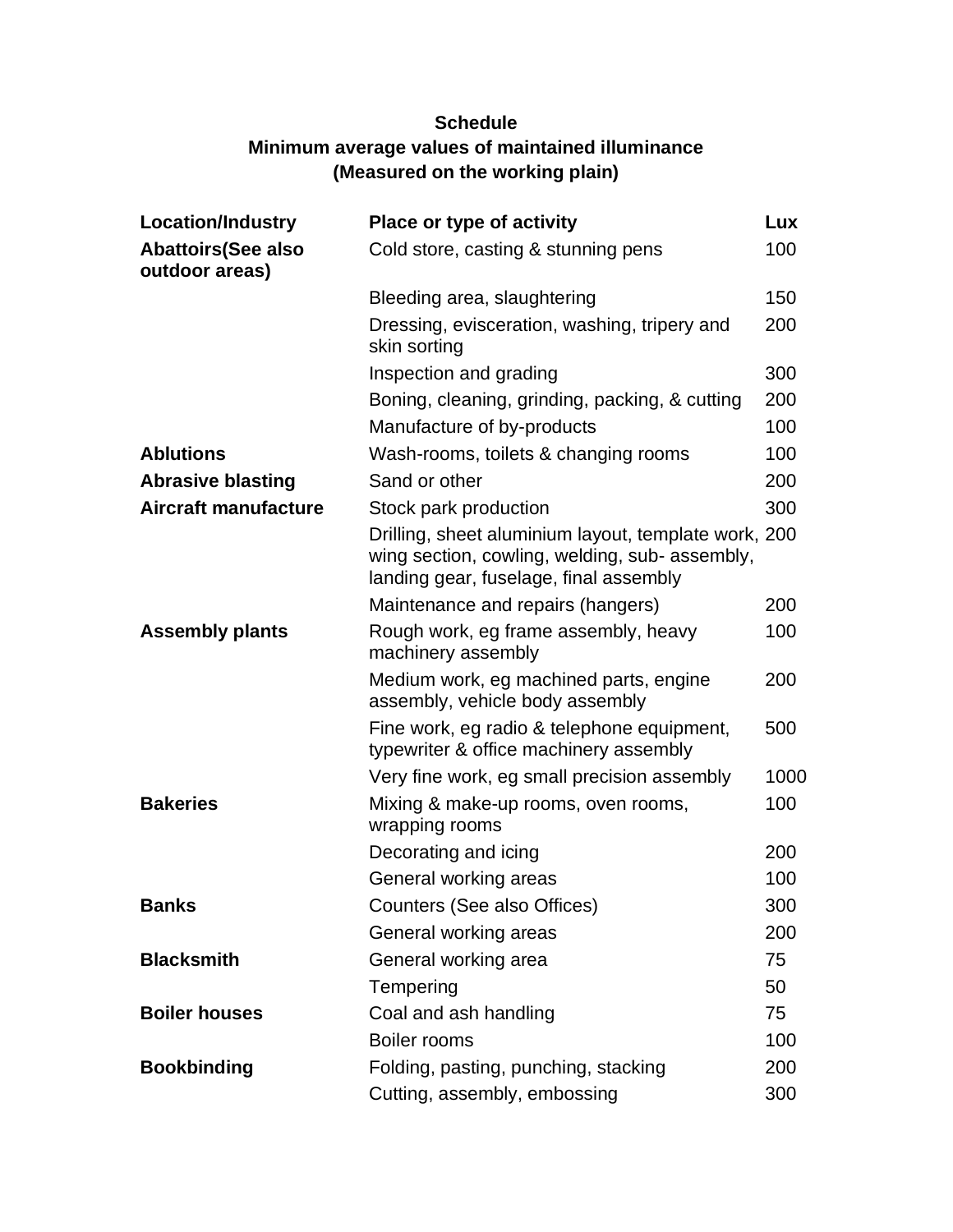**Schedule**
**Minimum average values of maintained illuminance**
**(Measured on the working plain)**

| Location/Industry | Place or type of activity | Lux |
|---|---|---|
| **Abattoirs(See also outdoor areas)** | Cold store, casting & stunning pens | 100 |
| | Bleeding area, slaughtering | 150 |
| | Dressing, evisceration, washing, tripery and skin sorting | 200 |
| | Inspection and grading | 300 |
| | Boning, cleaning, grinding, packing, & cutting | 200 |
| | Manufacture of by-products | 100 |
| **Ablutions** | Wash-rooms, toilets & changing rooms | 100 |
| **Abrasive blasting** | Sand or other | 200 |
| **Aircraft manufacture** | Stock park production | 300 |
| | Drilling, sheet aluminium layout, template work, wing section, cowling, welding, sub- assembly, landing gear, fuselage, final assembly | 200 |
| | Maintenance and repairs (hangers) | 200 |
| **Assembly plants** | Rough work, eg frame assembly, heavy machinery assembly | 100 |
| | Medium work, eg machined parts, engine assembly, vehicle body assembly | 200 |
| | Fine work, eg radio & telephone equipment, typewriter & office machinery assembly | 500 |
| | Very fine work, eg small precision assembly | 1000 |
| **Bakeries** | Mixing & make-up rooms, oven rooms, wrapping rooms | 100 |
| | Decorating and icing | 200 |
| | General working areas | 100 |
| **Banks** | Counters (See also Offices) | 300 |
| | General working areas | 200 |
| **Blacksmith** | General working area | 75 |
| | Tempering | 50 |
| **Boiler houses** | Coal and ash handling | 75 |
| | Boiler rooms | 100 |
| **Bookbinding** | Folding, pasting, punching, stacking | 200 |
| | Cutting, assembly, embossing | 300 |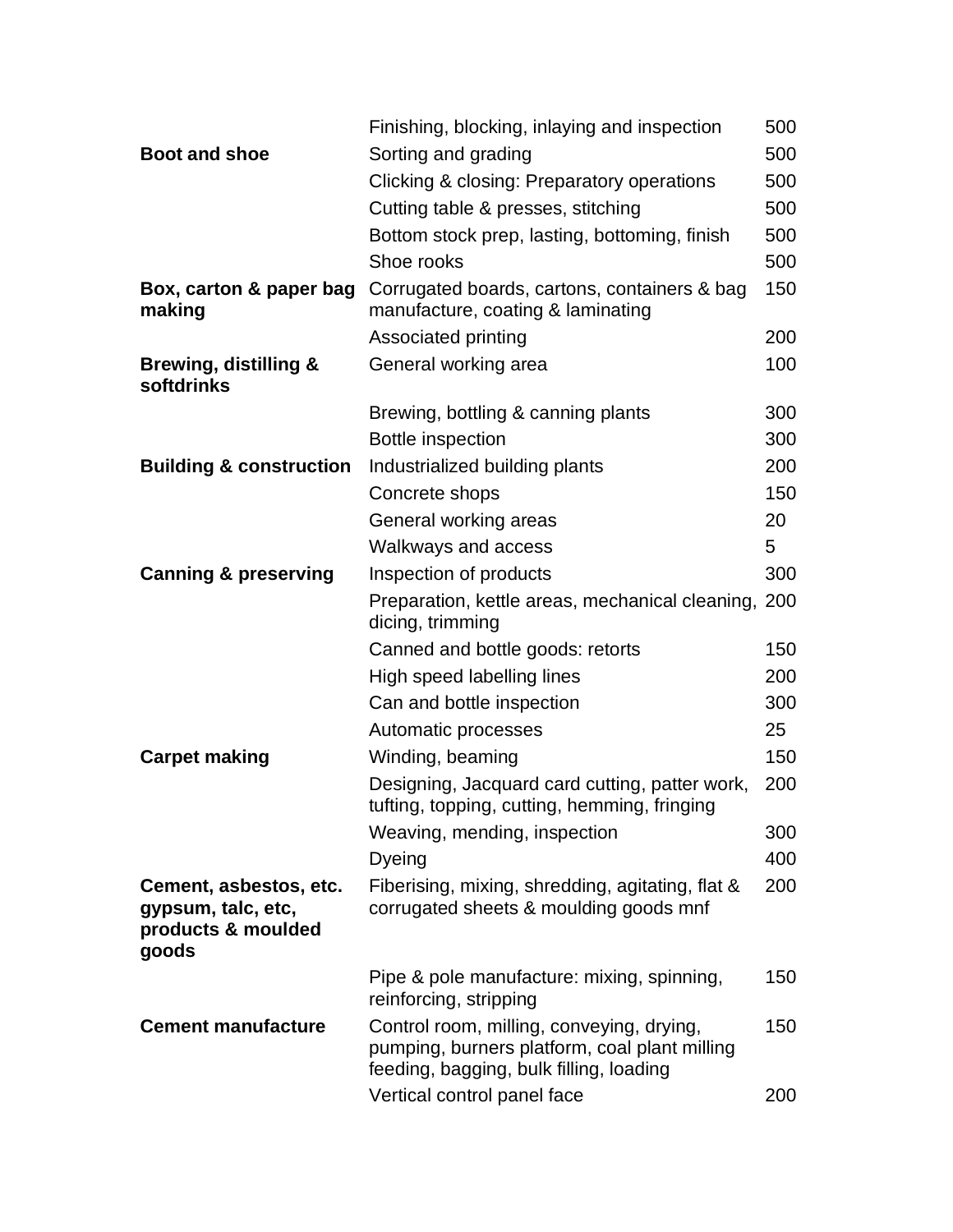| | | |
|---|---|---|
| | Finishing, blocking, inlaying and inspection | 500 |
| **Boot and shoe** | Sorting and grading | 500 |
| | Clicking & closing: Preparatory operations | 500 |
| | Cutting table & presses, stitching | 500 |
| | Bottom stock prep, lasting, bottoming, finish | 500 |
| | Shoe rooks | 500 |
| **Box, carton & paper bag making** | Corrugated boards, cartons, containers & bag manufacture, coating & laminating | 150 |
| | Associated printing | 200 |
| **Brewing, distilling & softdrinks** | General working area | 100 |
| | Brewing, bottling & canning plants | 300 |
| | Bottle inspection | 300 |
| **Building & construction** | Industrialized building plants | 200 |
| | Concrete shops | 150 |
| | General working areas | 20 |
| | Walkways and access | 5 |
| **Canning & preserving** | Inspection of products | 300 |
| | Preparation, kettle areas, mechanical cleaning, dicing, trimming | 200 |
| | Canned and bottle goods: retorts | 150 |
| | High speed labelling lines | 200 |
| | Can and bottle inspection | 300 |
| | Automatic processes | 25 |
| **Carpet making** | Winding, beaming | 150 |
| | Designing, Jacquard card cutting, patter work, tufting, topping, cutting, hemming, fringing | 200 |
| | Weaving, mending, inspection | 300 |
| | Dyeing | 400 |
| **Cement, asbestos, etc. gypsum, talc, etc, products & moulded goods** | Fiberising, mixing, shredding, agitating, flat & corrugated sheets & moulding goods mnf | 200 |
| | Pipe & pole manufacture: mixing, spinning, reinforcing, stripping | 150 |
| **Cement manufacture** | Control room, milling, conveying, drying, pumping, burners platform, coal plant milling feeding, bagging, bulk filling, loading | 150 |
| | Vertical control panel face | 200 |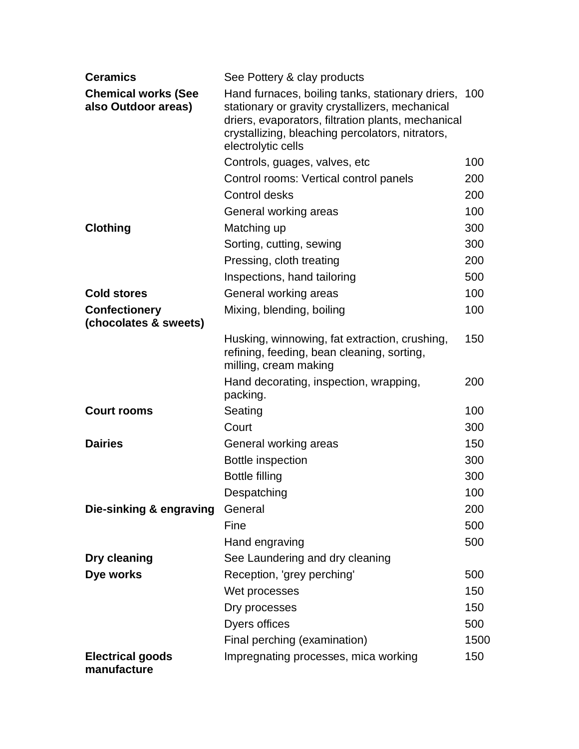| | | |
|---|---|---|
| **Ceramics** | See Pottery & clay products | |
| **Chemical works (See also Outdoor areas)** | Hand furnaces, boiling tanks, stationary driers, stationary or gravity crystallizers, mechanical driers, evaporators, filtration plants, mechanical crystallizing, bleaching percolators, nitrators, electrolytic cells | 100 |
| | Controls, guages, valves, etc | 100 |
| | Control rooms: Vertical control panels | 200 |
| | Control desks | 200 |
| | General working areas | 100 |
| **Clothing** | Matching up | 300 |
| | Sorting, cutting, sewing | 300 |
| | Pressing, cloth treating | 200 |
| | Inspections, hand tailoring | 500 |
| **Cold stores** | General working areas | 100 |
| **Confectionery (chocolates & sweets)** | Mixing, blending, boiling | 100 |
| | Husking, winnowing, fat extraction, crushing, refining, feeding, bean cleaning, sorting, milling, cream making | 150 |
| | Hand decorating, inspection, wrapping, packing. | 200 |
| **Court rooms** | Seating | 100 |
| | Court | 300 |
| **Dairies** | General working areas | 150 |
| | Bottle inspection | 300 |
| | Bottle filling | 300 |
| | Despatching | 100 |
| **Die-sinking & engraving** | General | 200 |
| | Fine | 500 |
| | Hand engraving | 500 |
| **Dry cleaning** | See Laundering and dry cleaning | |
| **Dye works** | Reception, 'grey perching' | 500 |
| | Wet processes | 150 |
| | Dry processes | 150 |
| | Dyers offices | 500 |
| | Final perching (examination) | 1500 |
| **Electrical goods manufacture** | Impregnating processes, mica working | 150 |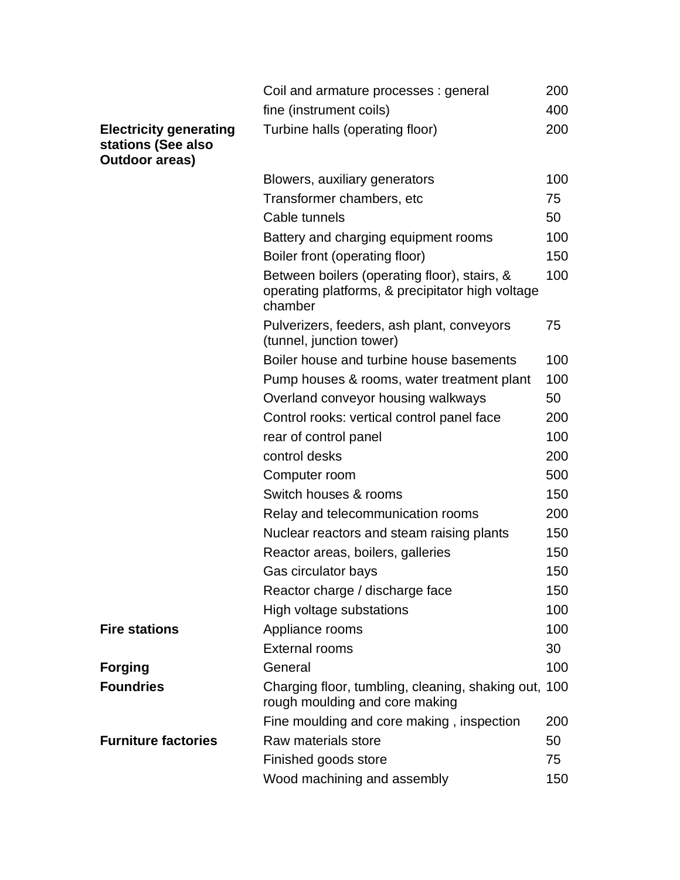| | | |
|---|---|---|
| | Coil and armature processes : general | 200 |
| | fine (instrument coils) | 400 |
| **Electricity generating stations (See also Outdoor areas)** | Turbine halls (operating floor) | 200 |
| | Blowers, auxiliary generators | 100 |
| | Transformer chambers, etc | 75 |
| | Cable tunnels | 50 |
| | Battery and charging equipment rooms | 100 |
| | Boiler front (operating floor) | 150 |
| | Between boilers (operating floor), stairs, & operating platforms, & precipitator high voltage chamber | 100 |
| | Pulverizers, feeders, ash plant, conveyors (tunnel, junction tower) | 75 |
| | Boiler house and turbine house basements | 100 |
| | Pump houses & rooms, water treatment plant | 100 |
| | Overland conveyor housing walkways | 50 |
| | Control rooks: vertical control panel face | 200 |
| | rear of control panel | 100 |
| | control desks | 200 |
| | Computer room | 500 |
| | Switch houses & rooms | 150 |
| | Relay and telecommunication rooms | 200 |
| | Nuclear reactors and steam raising plants | 150 |
| | Reactor areas, boilers, galleries | 150 |
| | Gas circulator bays | 150 |
| | Reactor charge / discharge face | 150 |
| | High voltage substations | 100 |
| **Fire stations** | Appliance rooms | 100 |
| | External rooms | 30 |
| **Forging** | General | 100 |
| **Foundries** | Charging floor, tumbling, cleaning, shaking out, rough moulding and core making | 100 |
| | Fine moulding and core making , inspection | 200 |
| **Furniture factories** | Raw materials store | 50 |
| | Finished goods store | 75 |
| | Wood machining and assembly | 150 |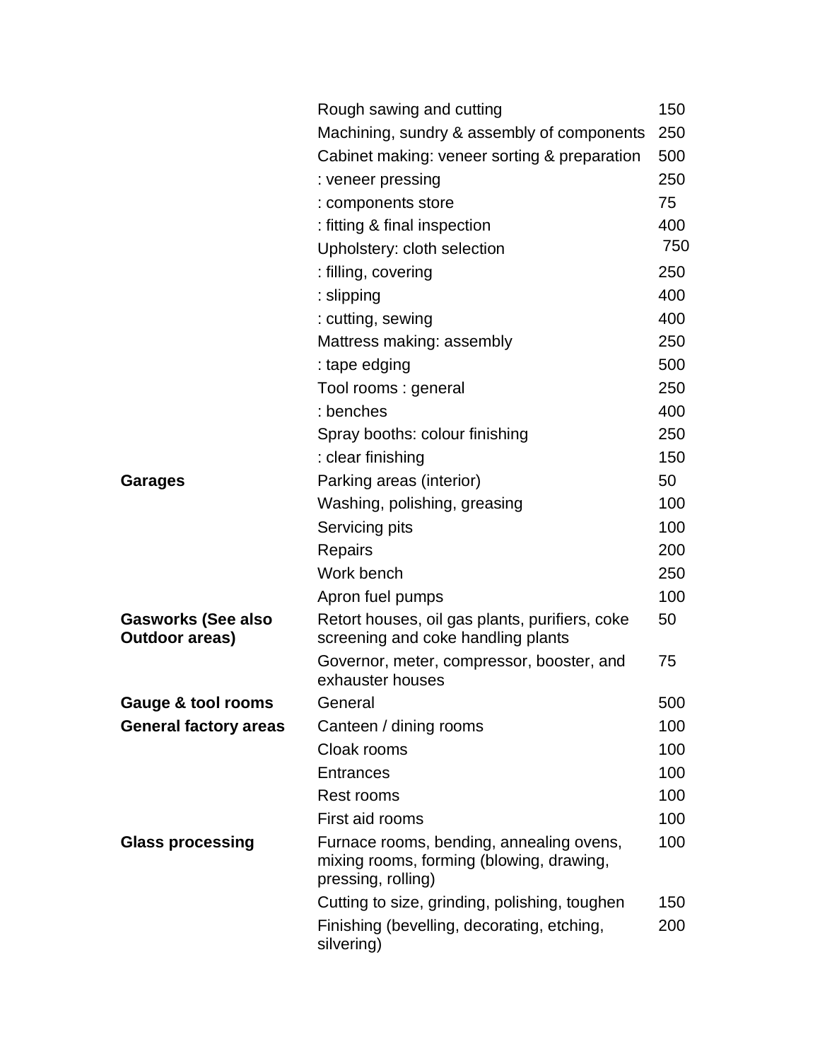| | | |
|---|---|---|
| | Rough sawing and cutting | 150 |
| | Machining, sundry & assembly of components | 250 |
| | Cabinet making: veneer sorting & preparation | 500 |
| | : veneer pressing | 250 |
| | : components store | 75 |
| | : fitting & final inspection | 400 |
| | Upholstery: cloth selection | 750 |
| | : filling, covering | 250 |
| | : slipping | 400 |
| | : cutting, sewing | 400 |
| | Mattress making: assembly | 250 |
| | : tape edging | 500 |
| | Tool rooms : general | 250 |
| | : benches | 400 |
| | Spray booths: colour finishing | 250 |
| | : clear finishing | 150 |
| **Garages** | Parking areas (interior) | 50 |
| | Washing, polishing, greasing | 100 |
| | Servicing pits | 100 |
| | Repairs | 200 |
| | Work bench | 250 |
| | Apron fuel pumps | 100 |
| **Gasworks (See also Outdoor areas)** | Retort houses, oil gas plants, purifiers, coke screening and coke handling plants | 50 |
| | Governor, meter, compressor, booster, and exhauster houses | 75 |
| **Gauge & tool rooms** | General | 500 |
| **General factory areas** | Canteen / dining rooms | 100 |
| | Cloak rooms | 100 |
| | Entrances | 100 |
| | Rest rooms | 100 |
| | First aid rooms | 100 |
| **Glass processing** | Furnace rooms, bending, annealing ovens, mixing rooms, forming (blowing, drawing, pressing, rolling) | 100 |
| | Cutting to size, grinding, polishing, toughen | 150 |
| | Finishing (bevelling, decorating, etching, silvering) | 200 |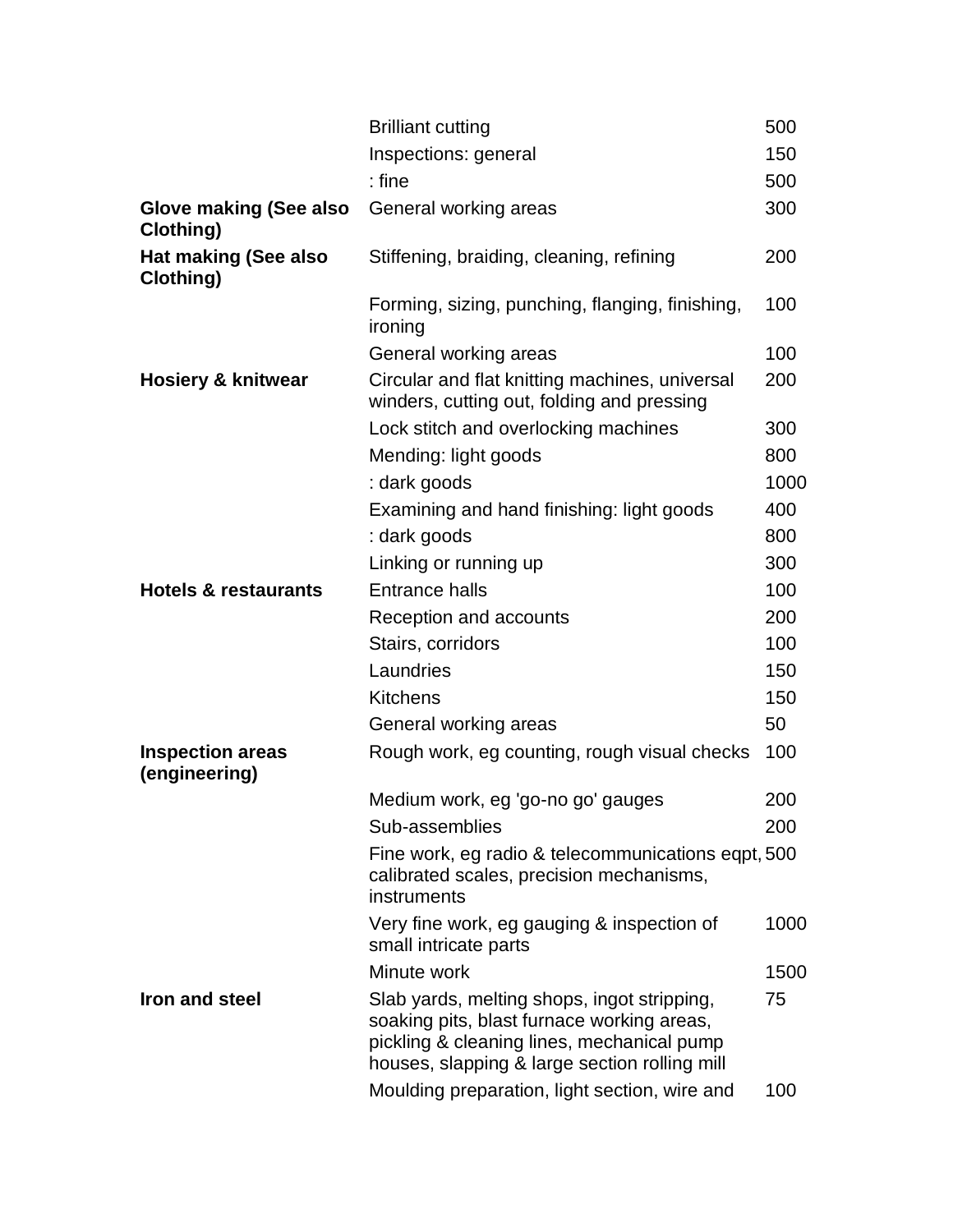| | | |
|---|---|---|
| | Brilliant cutting | 500 |
| | Inspections: general | 150 |
| | : fine | 500 |
| **Glove making (See also Clothing)** | General working areas | 300 |
| **Hat making (See also Clothing)** | Stiffening, braiding, cleaning, refining | 200 |
| | Forming, sizing, punching, flanging, finishing, ironing | 100 |
| | General working areas | 100 |
| **Hosiery & knitwear** | Circular and flat knitting machines, universal winders, cutting out, folding and pressing | 200 |
| | Lock stitch and overlocking machines | 300 |
| | Mending: light goods | 800 |
| | : dark goods | 1000 |
| | Examining and hand finishing: light goods | 400 |
| | : dark goods | 800 |
| | Linking or running up | 300 |
| **Hotels & restaurants** | Entrance halls | 100 |
| | Reception and accounts | 200 |
| | Stairs, corridors | 100 |
| | Laundries | 150 |
| | Kitchens | 150 |
| | General working areas | 50 |
| **Inspection areas (engineering)** | Rough work, eg counting, rough visual checks | 100 |
| | Medium work, eg 'go-no go' gauges | 200 |
| | Sub-assemblies | 200 |
| | Fine work, eg radio & telecommunications eqpt, calibrated scales, precision mechanisms, instruments | 500 |
| | Very fine work, eg gauging & inspection of small intricate parts | 1000 |
| | Minute work | 1500 |
| **Iron and steel** | Slab yards, melting shops, ingot stripping, soaking pits, blast furnace working areas, pickling & cleaning lines, mechanical pump houses, slapping & large section rolling mill | 75 |
| | Moulding preparation, light section, wire and | 100 |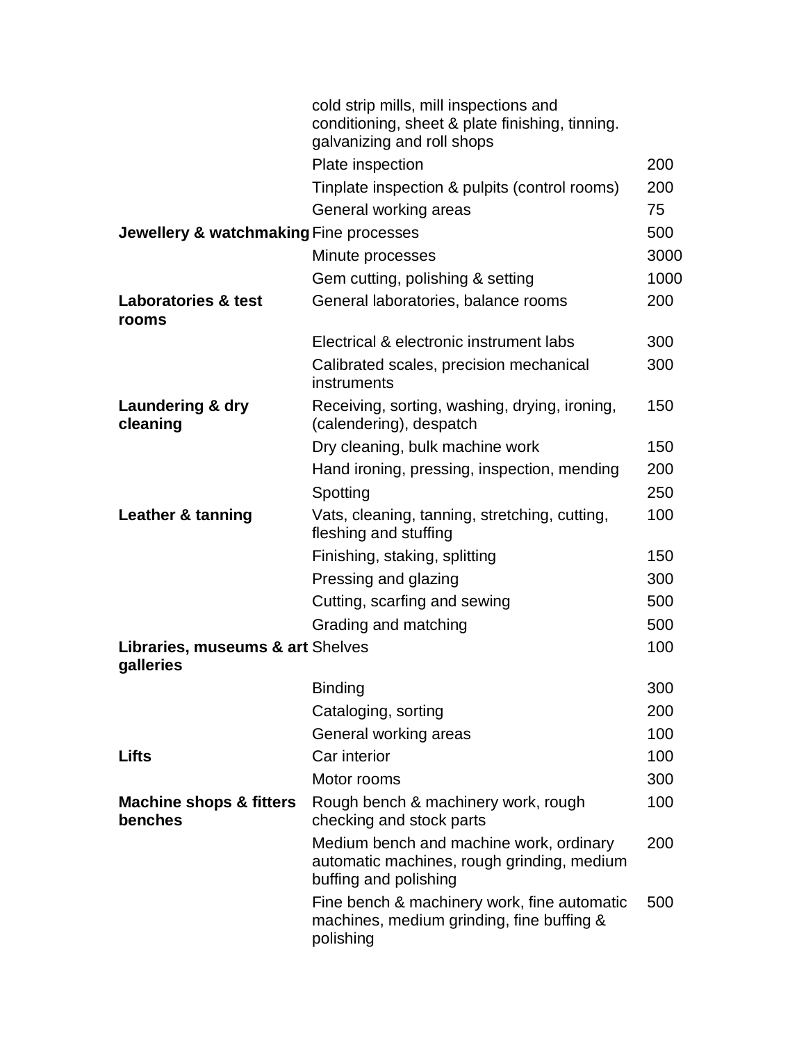| | | |
|---|---|---|
| | cold strip mills, mill inspections and conditioning, sheet & plate finishing, tinning. galvanizing and roll shops | |
| | Plate inspection | 200 |
| | Tinplate inspection & pulpits (control rooms) | 200 |
| | General working areas | 75 |
| **Jewellery & watchmaking** | Fine processes | 500 |
| | Minute processes | 3000 |
| | Gem cutting, polishing & setting | 1000 |
| **Laboratories & test rooms** | General laboratories, balance rooms | 200 |
| | Electrical & electronic instrument labs | 300 |
| | Calibrated scales, precision mechanical instruments | 300 |
| **Laundering & dry cleaning** | Receiving, sorting, washing, drying, ironing, (calendering), despatch | 150 |
| | Dry cleaning, bulk machine work | 150 |
| | Hand ironing, pressing, inspection, mending | 200 |
| | Spotting | 250 |
| **Leather & tanning** | Vats, cleaning, tanning, stretching, cutting, fleshing and stuffing | 100 |
| | Finishing, staking, splitting | 150 |
| | Pressing and glazing | 300 |
| | Cutting, scarfing and sewing | 500 |
| | Grading and matching | 500 |
| **Libraries, museums & art galleries** | Shelves | 100 |
| | Binding | 300 |
| | Cataloging, sorting | 200 |
| | General working areas | 100 |
| **Lifts** | Car interior | 100 |
| | Motor rooms | 300 |
| **Machine shops & fitters benches** | Rough bench & machinery work, rough checking and stock parts | 100 |
| | Medium bench and machine work, ordinary automatic machines, rough grinding, medium buffing and polishing | 200 |
| | Fine bench & machinery work, fine automatic machines, medium grinding, fine buffing & polishing | 500 |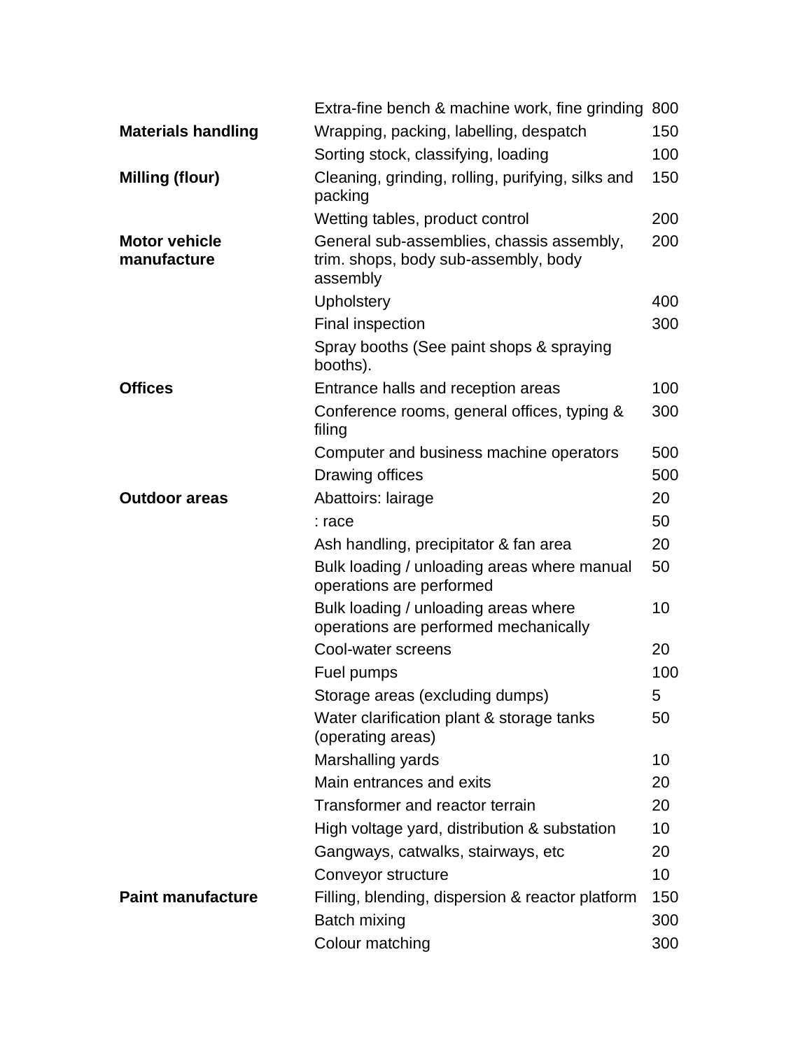| | | |
|---|---|---|
| | Extra-fine bench & machine work, fine grinding | 800 |
| **Materials handling** | Wrapping, packing, labelling, despatch | 150 |
| | Sorting stock, classifying, loading | 100 |
| **Milling (flour)** | Cleaning, grinding, rolling, purifying, silks and packing | 150 |
| | Wetting tables, product control | 200 |
| **Motor vehicle manufacture** | General sub-assemblies, chassis assembly, trim. shops, body sub-assembly, body assembly | 200 |
| | Upholstery | 400 |
| | Final inspection | 300 |
| | Spray booths (See paint shops & spraying booths). | |
| **Offices** | Entrance halls and reception areas | 100 |
| | Conference rooms, general offices, typing & filing | 300 |
| | Computer and business machine operators | 500 |
| | Drawing offices | 500 |
| **Outdoor areas** | Abattoirs: lairage | 20 |
| | : race | 50 |
| | Ash handling, precipitator & fan area | 20 |
| | Bulk loading / unloading areas where manual operations are performed | 50 |
| | Bulk loading / unloading areas where operations are performed mechanically | 10 |
| | Cool-water screens | 20 |
| | Fuel pumps | 100 |
| | Storage areas (excluding dumps) | 5 |
| | Water clarification plant & storage tanks (operating areas) | 50 |
| | Marshalling yards | 10 |
| | Main entrances and exits | 20 |
| | Transformer and reactor terrain | 20 |
| | High voltage yard, distribution & substation | 10 |
| | Gangways, catwalks, stairways, etc | 20 |
| | Conveyor structure | 10 |
| **Paint manufacture** | Filling, blending, dispersion & reactor platform | 150 |
| | Batch mixing | 300 |
| | Colour matching | 300 |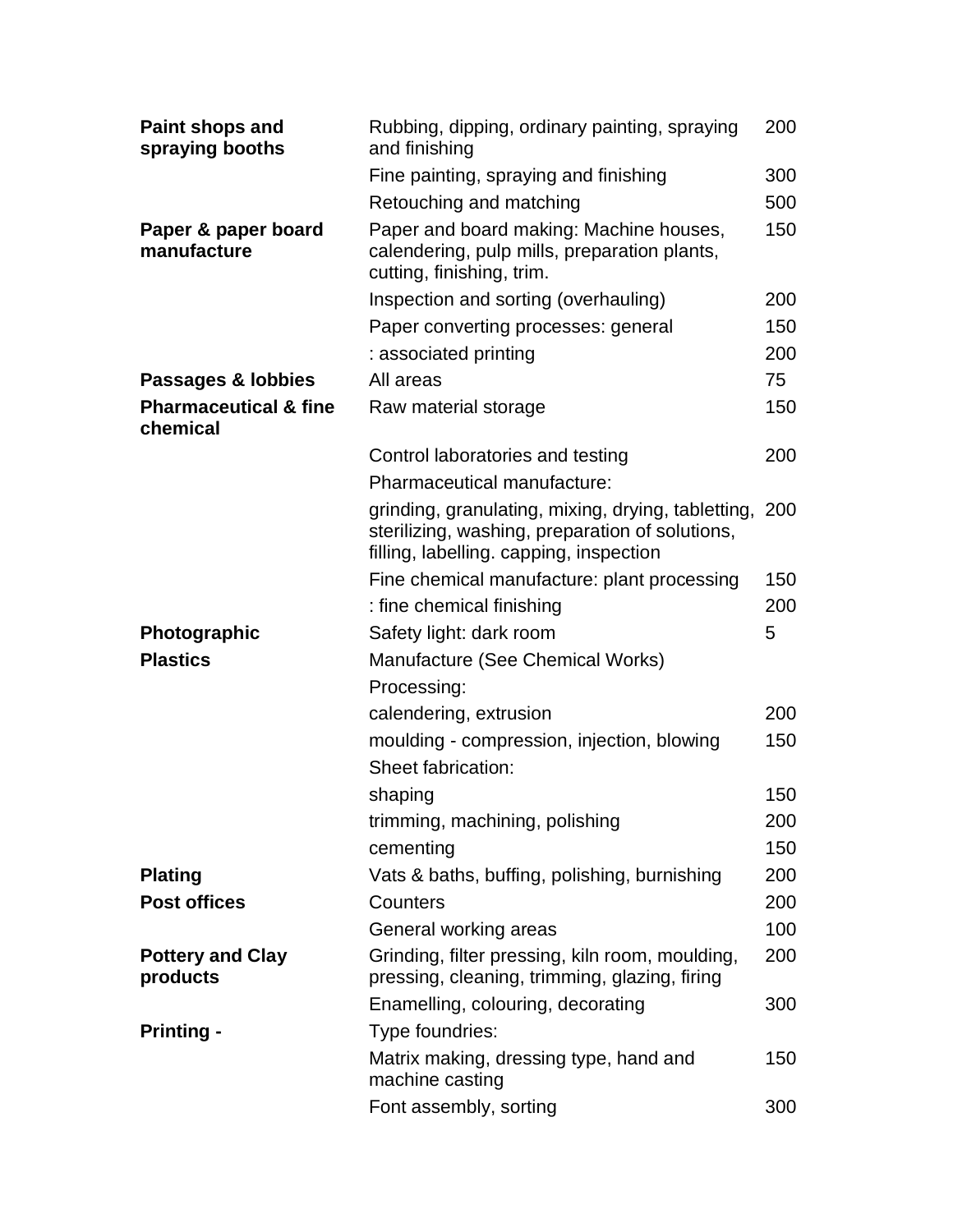| | | |
|---|---|---|
| **Paint shops and spraying booths** | Rubbing, dipping, ordinary painting, spraying and finishing | 200 |
| | Fine painting, spraying and finishing | 300 |
| | Retouching and matching | 500 |
| **Paper & paper board manufacture** | Paper and board making: Machine houses, calendering, pulp mills, preparation plants, cutting, finishing, trim. | 150 |
| | Inspection and sorting (overhauling) | 200 |
| | Paper converting processes: general | 150 |
| | : associated printing | 200 |
| **Passages & lobbies** | All areas | 75 |
| **Pharmaceutical & fine chemical** | Raw material storage | 150 |
| | Control laboratories and testing | 200 |
| | Pharmaceutical manufacture: | |
| | grinding, granulating, mixing, drying, tabletting, sterilizing, washing, preparation of solutions, filling, labelling. capping, inspection | 200 |
| | Fine chemical manufacture: plant processing | 150 |
| | : fine chemical finishing | 200 |
| **Photographic** | Safety light: dark room | 5 |
| **Plastics** | Manufacture (See Chemical Works) | |
| | Processing: | |
| | calendering, extrusion | 200 |
| | moulding - compression, injection, blowing | 150 |
| | Sheet fabrication: | |
| | shaping | 150 |
| | trimming, machining, polishing | 200 |
| | cementing | 150 |
| **Plating** | Vats & baths, buffing, polishing, burnishing | 200 |
| **Post offices** | Counters | 200 |
| | General working areas | 100 |
| **Pottery and Clay products** | Grinding, filter pressing, kiln room, moulding, pressing, cleaning, trimming, glazing, firing | 200 |
| | Enamelling, colouring, decorating | 300 |
| **Printing -** | Type foundries: | |
| | Matrix making, dressing type, hand and machine casting | 150 |
| | Font assembly, sorting | 300 |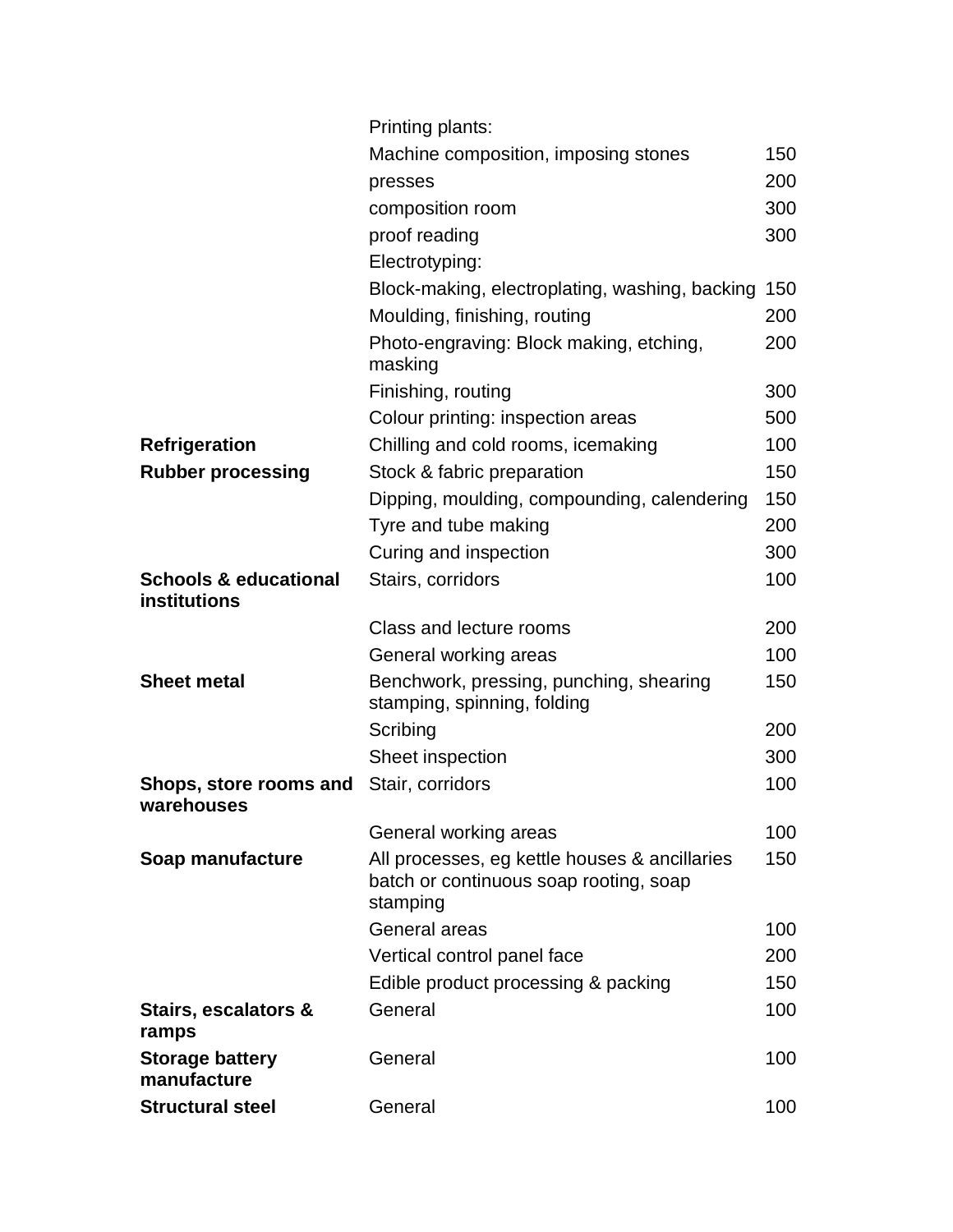| | | |
|---|---|---|
| | Printing plants: | |
| | Machine composition, imposing stones | 150 |
| | presses | 200 |
| | composition room | 300 |
| | proof reading | 300 |
| | Electrotyping: | |
| | Block-making, electroplating, washing, backing | 150 |
| | Moulding, finishing, routing | 200 |
| | Photo-engraving: Block making, etching, masking | 200 |
| | Finishing, routing | 300 |
| | Colour printing: inspection areas | 500 |
| **Refrigeration** | Chilling and cold rooms, icemaking | 100 |
| **Rubber processing** | Stock & fabric preparation | 150 |
| | Dipping, moulding, compounding, calendering | 150 |
| | Tyre and tube making | 200 |
| | Curing and inspection | 300 |
| **Schools & educational institutions** | Stairs, corridors | 100 |
| | Class and lecture rooms | 200 |
| | General working areas | 100 |
| **Sheet metal** | Benchwork, pressing, punching, shearing stamping, spinning, folding | 150 |
| | Scribing | 200 |
| | Sheet inspection | 300 |
| **Shops, store rooms and warehouses** | Stair, corridors | 100 |
| | General working areas | 100 |
| **Soap manufacture** | All processes, eg kettle houses & ancillaries batch or continuous soap rooting, soap stamping | 150 |
| | General areas | 100 |
| | Vertical control panel face | 200 |
| | Edible product processing & packing | 150 |
| **Stairs, escalators & ramps** | General | 100 |
| **Storage battery manufacture** | General | 100 |
| **Structural steel** | General | 100 |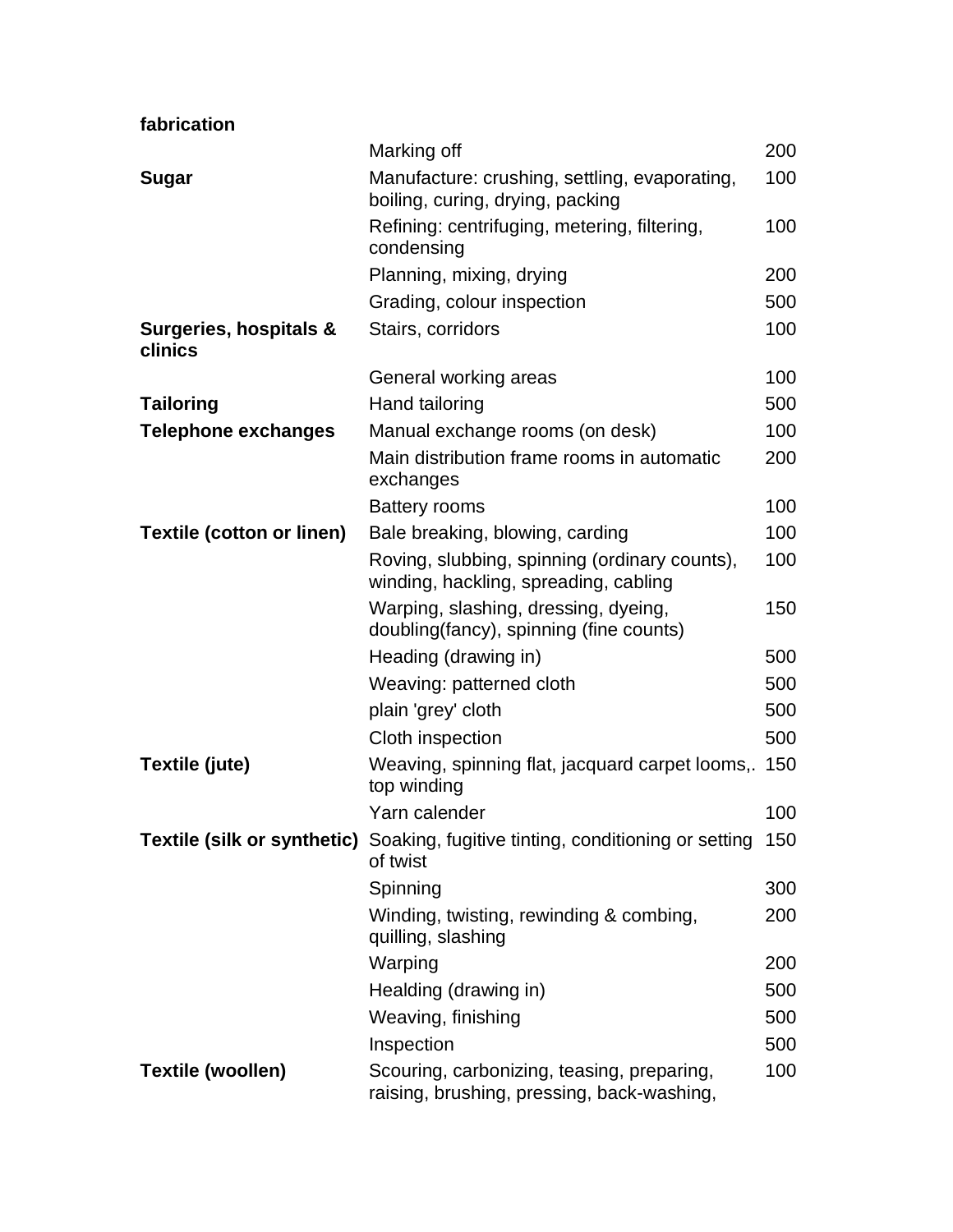| | | |
|---|---|---|
| **fabrication** | | |
| | Marking off | 200 |
| **Sugar** | Manufacture: crushing, settling, evaporating, boiling, curing, drying, packing | 100 |
| | Refining: centrifuging, metering, filtering, condensing | 100 |
| | Planning, mixing, drying | 200 |
| | Grading, colour inspection | 500 |
| **Surgeries, hospitals & clinics** | Stairs, corridors | 100 |
| | General working areas | 100 |
| **Tailoring** | Hand tailoring | 500 |
| **Telephone exchanges** | Manual exchange rooms (on desk) | 100 |
| | Main distribution frame rooms in automatic exchanges | 200 |
| | Battery rooms | 100 |
| **Textile (cotton or linen)** | Bale breaking, blowing, carding | 100 |
| | Roving, slubbing, spinning (ordinary counts), winding, hackling, spreading, cabling | 100 |
| | Warping, slashing, dressing, dyeing, doubling(fancy), spinning (fine counts) | 150 |
| | Heading (drawing in) | 500 |
| | Weaving: patterned cloth | 500 |
| | plain 'grey' cloth | 500 |
| | Cloth inspection | 500 |
| **Textile (jute)** | Weaving, spinning flat, jacquard carpet looms,. top winding | 150 |
| | Yarn calender | 100 |
| **Textile (silk or synthetic)** | Soaking, fugitive tinting, conditioning or setting of twist | 150 |
| | Spinning | 300 |
| | Winding, twisting, rewinding & combing, quilling, slashing | 200 |
| | Warping | 200 |
| | Healding (drawing in) | 500 |
| | Weaving, finishing | 500 |
| | Inspection | 500 |
| **Textile (woollen)** | Scouring, carbonizing, teasing, preparing, raising, brushing, pressing, back-washing, | 100 |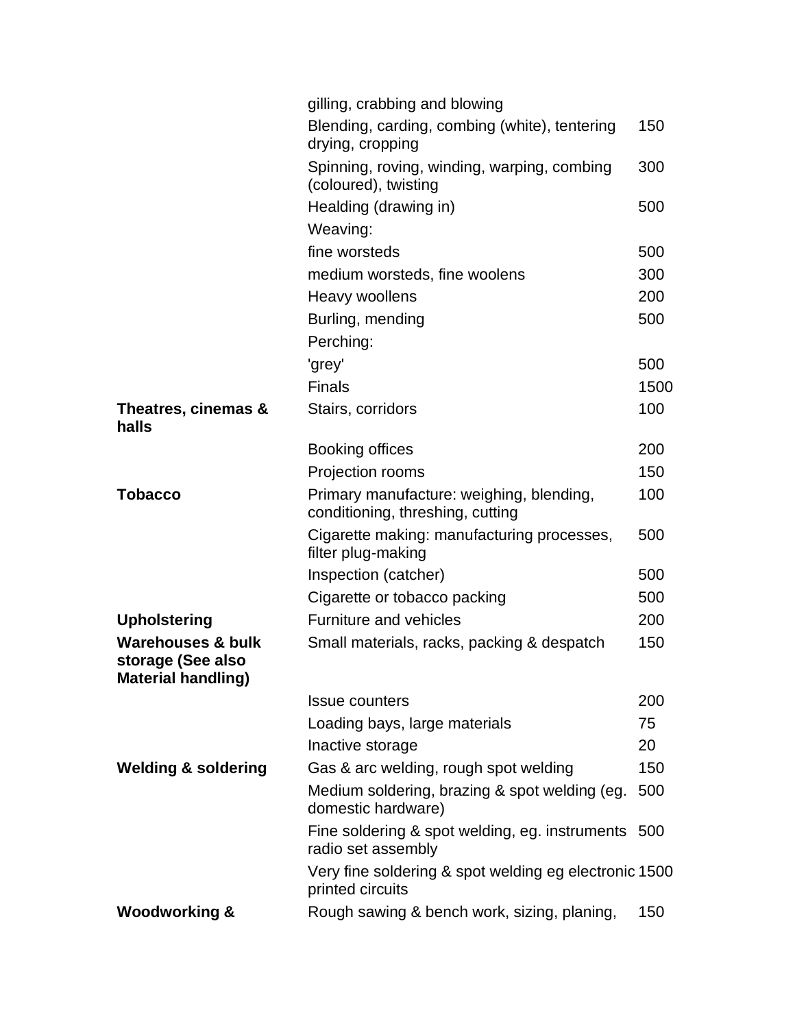| | | |
|---|---|---|
| | gilling, crabbing and blowing | |
| | Blending, carding, combing (white), tentering drying, cropping | 150 |
| | Spinning, roving, winding, warping, combing (coloured), twisting | 300 |
| | Healding (drawing in) | 500 |
| | Weaving: | |
| | fine worsteds | 500 |
| | medium worsteds, fine woolens | 300 |
| | Heavy woollens | 200 |
| | Burling, mending | 500 |
| | Perching: | |
| | 'grey' | 500 |
| | Finals | 1500 |
| **Theatres, cinemas & halls** | Stairs, corridors | 100 |
| | Booking offices | 200 |
| | Projection rooms | 150 |
| **Tobacco** | Primary manufacture: weighing, blending, conditioning, threshing, cutting | 100 |
| | Cigarette making: manufacturing processes, filter plug-making | 500 |
| | Inspection (catcher) | 500 |
| | Cigarette or tobacco packing | 500 |
| **Upholstering** | Furniture and vehicles | 200 |
| **Warehouses & bulk storage (See also Material handling)** | Small materials, racks, packing & despatch | 150 |
| | Issue counters | 200 |
| | Loading bays, large materials | 75 |
| | Inactive storage | 20 |
| **Welding & soldering** | Gas & arc welding, rough spot welding | 150 |
| | Medium soldering, brazing & spot welding (eg. domestic hardware) | 500 |
| | Fine soldering & spot welding, eg. instruments radio set assembly | 500 |
| | Very fine soldering & spot welding eg electronic printed circuits | 1500 |
| **Woodworking &** | Rough sawing & bench work, sizing, planing, | 150 |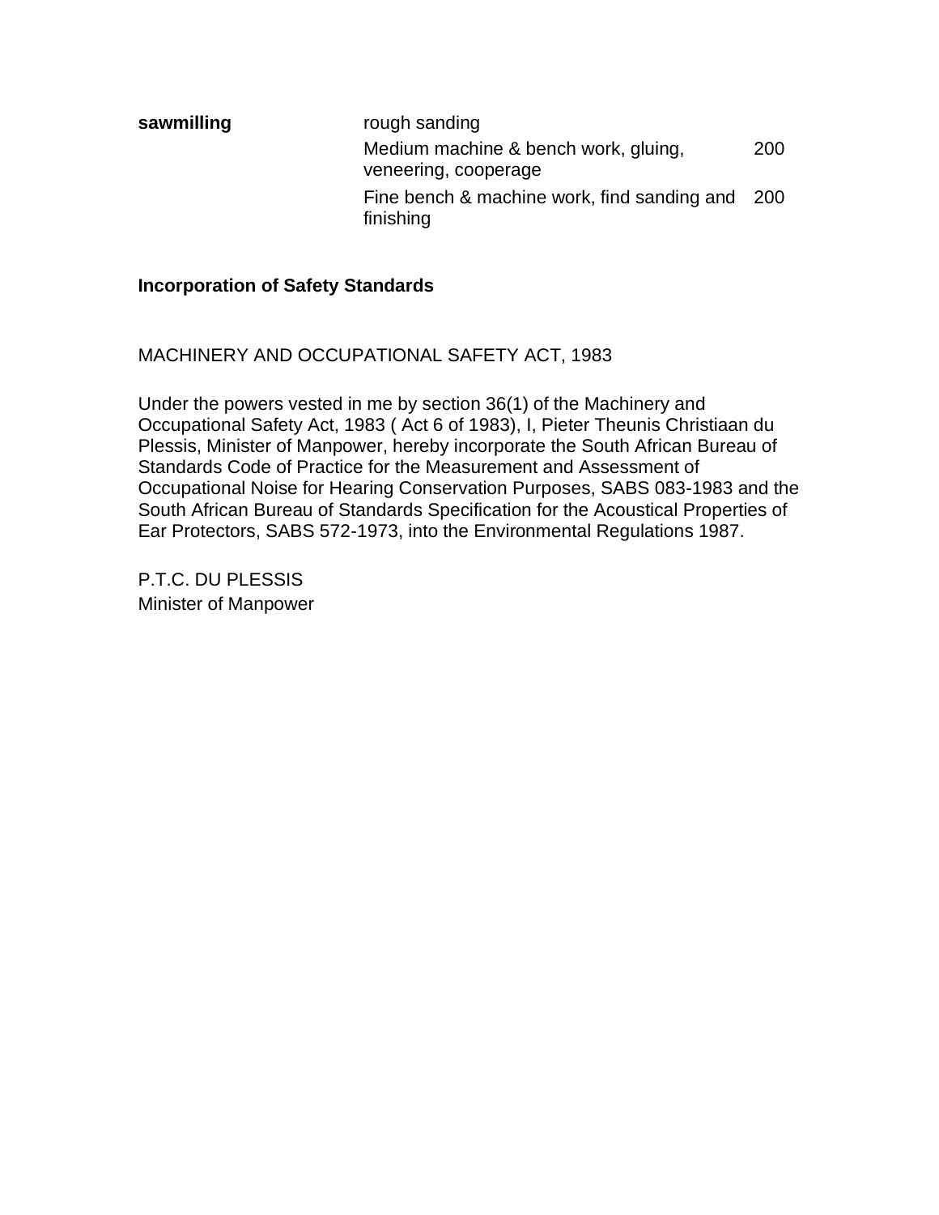| | | |
|---|---|---|
| **sawmilling** | rough sanding | |
| | Medium machine & bench work, gluing, veneering, cooperage | 200 |
| | Fine bench & machine work, find sanding and finishing | 200 |

**Incorporation of Safety Standards**

MACHINERY AND OCCUPATIONAL SAFETY ACT, 1983

Under the powers vested in me by section 36(1) of the Machinery and Occupational Safety Act, 1983 ( Act 6 of 1983), I, Pieter Theunis Christiaan du Plessis, Minister of Manpower, hereby incorporate the South African Bureau of Standards Code of Practice for the Measurement and Assessment of Occupational Noise for Hearing Conservation Purposes, SABS 083-1983 and the South African Bureau of Standards Specification for the Acoustical Properties of Ear Protectors, SABS 572-1973, into the Environmental Regulations 1987.

P.T.C. DU PLESSIS
Minister of Manpower